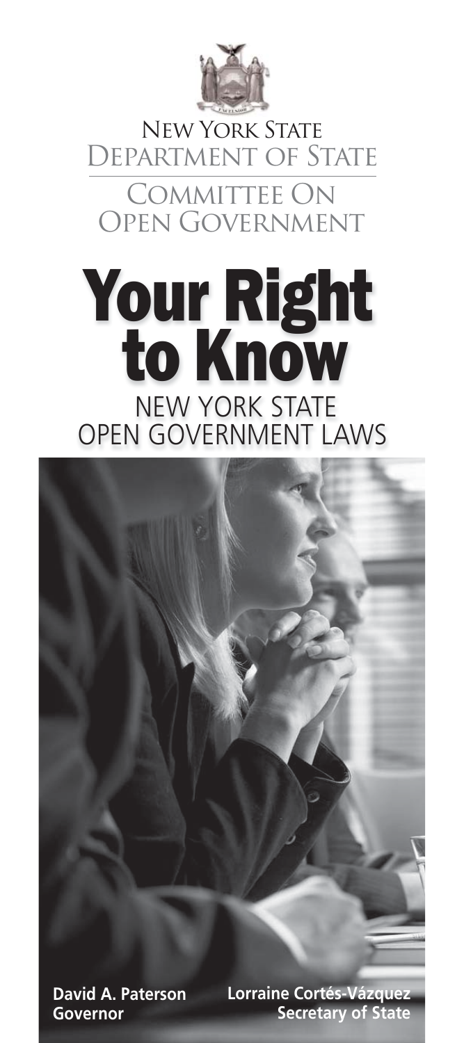New York State
Department of State

Committee On
Open Government

# Your Right to Know

## NEW YORK STATE OPEN GOVERNMENT LAWS

**David A. Paterson**
**Governor**

**Lorraine Cortés-Vázquez**
**Secretary of State**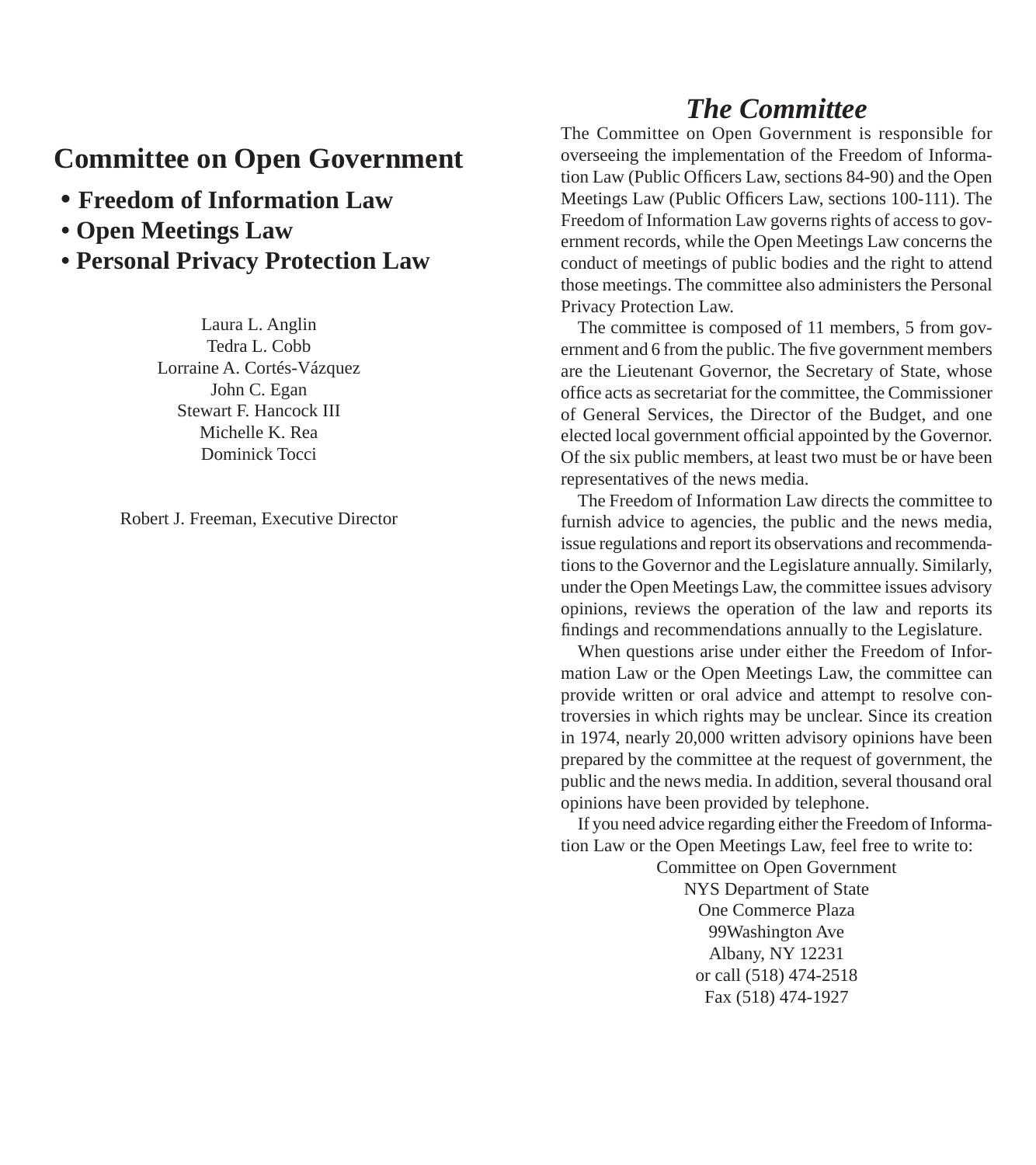# Committee on Open Government

- **Freedom of Information Law**
- **Open Meetings Law**
- **Personal Privacy Protection Law**

Laura L. Anglin
Tedra L. Cobb
Lorraine A. Cortés-Vázquez
John C. Egan
Stewart F. Hancock III
Michelle K. Rea
Dominick Tocci

Robert J. Freeman, Executive Director

## *The Committee*

The Committee on Open Government is responsible for overseeing the implementation of the Freedom of Information Law (Public Officers Law, sections 84-90) and the Open Meetings Law (Public Officers Law, sections 100-111). The Freedom of Information Law governs rights of access to government records, while the Open Meetings Law concerns the conduct of meetings of public bodies and the right to attend those meetings. The committee also administers the Personal Privacy Protection Law.

The committee is composed of 11 members, 5 from government and 6 from the public. The five government members are the Lieutenant Governor, the Secretary of State, whose office acts as secretariat for the committee, the Commissioner of General Services, the Director of the Budget, and one elected local government official appointed by the Governor. Of the six public members, at least two must be or have been representatives of the news media.

The Freedom of Information Law directs the committee to furnish advice to agencies, the public and the news media, issue regulations and report its observations and recommendations to the Governor and the Legislature annually. Similarly, under the Open Meetings Law, the committee issues advisory opinions, reviews the operation of the law and reports its findings and recommendations annually to the Legislature.

When questions arise under either the Freedom of Information Law or the Open Meetings Law, the committee can provide written or oral advice and attempt to resolve controversies in which rights may be unclear. Since its creation in 1974, nearly 20,000 written advisory opinions have been prepared by the committee at the request of government, the public and the news media. In addition, several thousand oral opinions have been provided by telephone.

If you need advice regarding either the Freedom of Information Law or the Open Meetings Law, feel free to write to:

Committee on Open Government
NYS Department of State
One Commerce Plaza
99Washington Ave
Albany, NY 12231
or call (518) 474-2518
Fax (518) 474-1927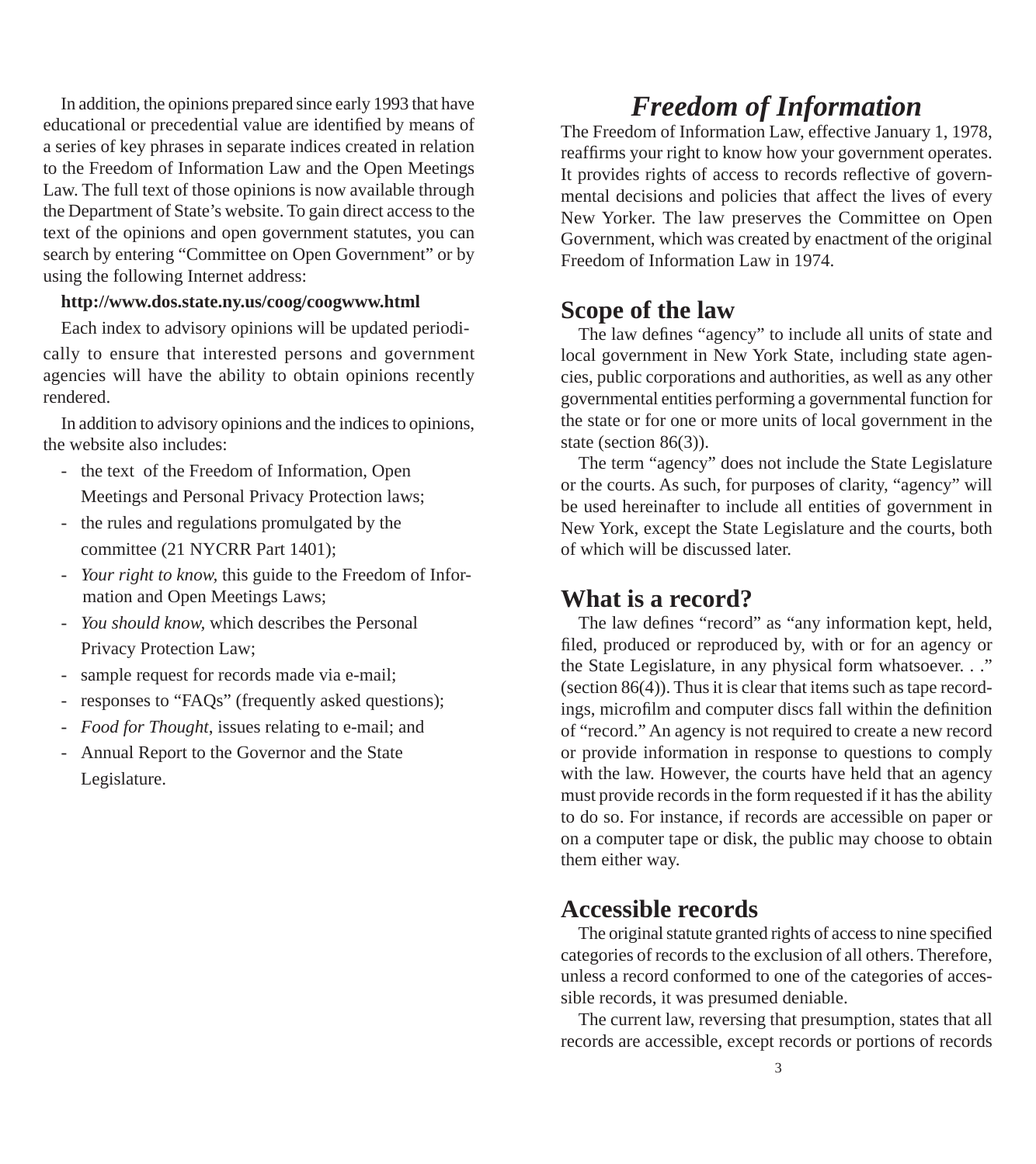In addition, the opinions prepared since early 1993 that have educational or precedential value are identified by means of a series of key phrases in separate indices created in relation to the Freedom of Information Law and the Open Meetings Law. The full text of those opinions is now available through the Department of State's website. To gain direct access to the text of the opinions and open government statutes, you can search by entering "Committee on Open Government" or by using the following Internet address:

**http://www.dos.state.ny.us/coog/coogwww.html**

Each index to advisory opinions will be updated periodically to ensure that interested persons and government agencies will have the ability to obtain opinions recently rendered.

In addition to advisory opinions and the indices to opinions, the website also includes:

- the text of the Freedom of Information, Open Meetings and Personal Privacy Protection laws;
- the rules and regulations promulgated by the committee (21 NYCRR Part 1401);
- *Your right to know*, this guide to the Freedom of Information and Open Meetings Laws;
- *You should know*, which describes the Personal Privacy Protection Law;
- sample request for records made via e-mail;
- responses to "FAQs" (frequently asked questions);
- *Food for Thought*, issues relating to e-mail; and
- Annual Report to the Governor and the State Legislature.

# *Freedom of Information*

The Freedom of Information Law, effective January 1, 1978, reaffirms your right to know how your government operates. It provides rights of access to records reflective of governmental decisions and policies that affect the lives of every New Yorker. The law preserves the Committee on Open Government, which was created by enactment of the original Freedom of Information Law in 1974.

## Scope of the law

The law defines "agency" to include all units of state and local government in New York State, including state agencies, public corporations and authorities, as well as any other governmental entities performing a governmental function for the state or for one or more units of local government in the state (section 86(3)).

The term "agency" does not include the State Legislature or the courts. As such, for purposes of clarity, "agency" will be used hereinafter to include all entities of government in New York, except the State Legislature and the courts, both of which will be discussed later.

## What is a record?

The law defines "record" as "any information kept, held, filed, produced or reproduced by, with or for an agency or the State Legislature, in any physical form whatsoever. . ." (section 86(4)). Thus it is clear that items such as tape recordings, microfilm and computer discs fall within the definition of "record." An agency is not required to create a new record or provide information in response to questions to comply with the law. However, the courts have held that an agency must provide records in the form requested if it has the ability to do so. For instance, if records are accessible on paper or on a computer tape or disk, the public may choose to obtain them either way.

## Accessible records

The original statute granted rights of access to nine specified categories of records to the exclusion of all others. Therefore, unless a record conformed to one of the categories of accessible records, it was presumed deniable.

The current law, reversing that presumption, states that all records are accessible, except records or portions of records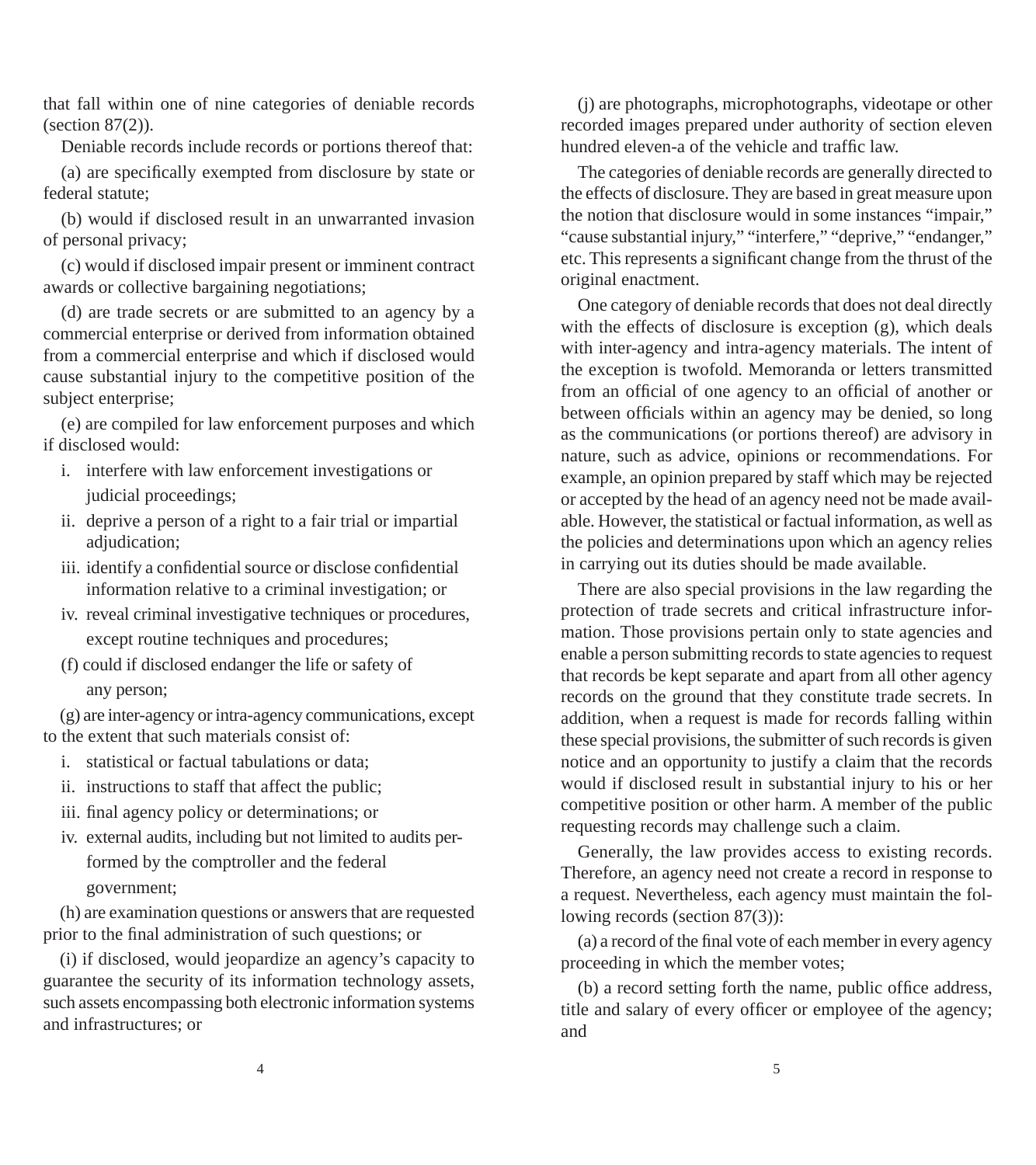that fall within one of nine categories of deniable records (section 87(2)).

Deniable records include records or portions thereof that:

(a) are specifically exempted from disclosure by state or federal statute;

(b) would if disclosed result in an unwarranted invasion of personal privacy;

(c) would if disclosed impair present or imminent contract awards or collective bargaining negotiations;

(d) are trade secrets or are submitted to an agency by a commercial enterprise or derived from information obtained from a commercial enterprise and which if disclosed would cause substantial injury to the competitive position of the subject enterprise;

(e) are compiled for law enforcement purposes and which if disclosed would:

i. interfere with law enforcement investigations or judicial proceedings;

ii. deprive a person of a right to a fair trial or impartial adjudication;

iii. identify a confidential source or disclose confidential information relative to a criminal investigation; or

iv. reveal criminal investigative techniques or procedures, except routine techniques and procedures;

(f) could if disclosed endanger the life or safety of any person;

(g) are inter-agency or intra-agency communications, except to the extent that such materials consist of:

i. statistical or factual tabulations or data;

ii. instructions to staff that affect the public;

iii. final agency policy or determinations; or

iv. external audits, including but not limited to audits performed by the comptroller and the federal government;

(h) are examination questions or answers that are requested prior to the final administration of such questions; or

(i) if disclosed, would jeopardize an agency's capacity to guarantee the security of its information technology assets, such assets encompassing both electronic information systems and infrastructures; or

(j) are photographs, microphotographs, videotape or other recorded images prepared under authority of section eleven hundred eleven-a of the vehicle and traffic law.

The categories of deniable records are generally directed to the effects of disclosure. They are based in great measure upon the notion that disclosure would in some instances "impair," "cause substantial injury," "interfere," "deprive," "endanger," etc. This represents a significant change from the thrust of the original enactment.

One category of deniable records that does not deal directly with the effects of disclosure is exception (g), which deals with inter-agency and intra-agency materials. The intent of the exception is twofold. Memoranda or letters transmitted from an official of one agency to an official of another or between officials within an agency may be denied, so long as the communications (or portions thereof) are advisory in nature, such as advice, opinions or recommendations. For example, an opinion prepared by staff which may be rejected or accepted by the head of an agency need not be made available. However, the statistical or factual information, as well as the policies and determinations upon which an agency relies in carrying out its duties should be made available.

There are also special provisions in the law regarding the protection of trade secrets and critical infrastructure information. Those provisions pertain only to state agencies and enable a person submitting records to state agencies to request that records be kept separate and apart from all other agency records on the ground that they constitute trade secrets. In addition, when a request is made for records falling within these special provisions, the submitter of such records is given notice and an opportunity to justify a claim that the records would if disclosed result in substantial injury to his or her competitive position or other harm. A member of the public requesting records may challenge such a claim.

Generally, the law provides access to existing records. Therefore, an agency need not create a record in response to a request. Nevertheless, each agency must maintain the following records (section 87(3)):

(a) a record of the final vote of each member in every agency proceeding in which the member votes;

(b) a record setting forth the name, public office address, title and salary of every officer or employee of the agency; and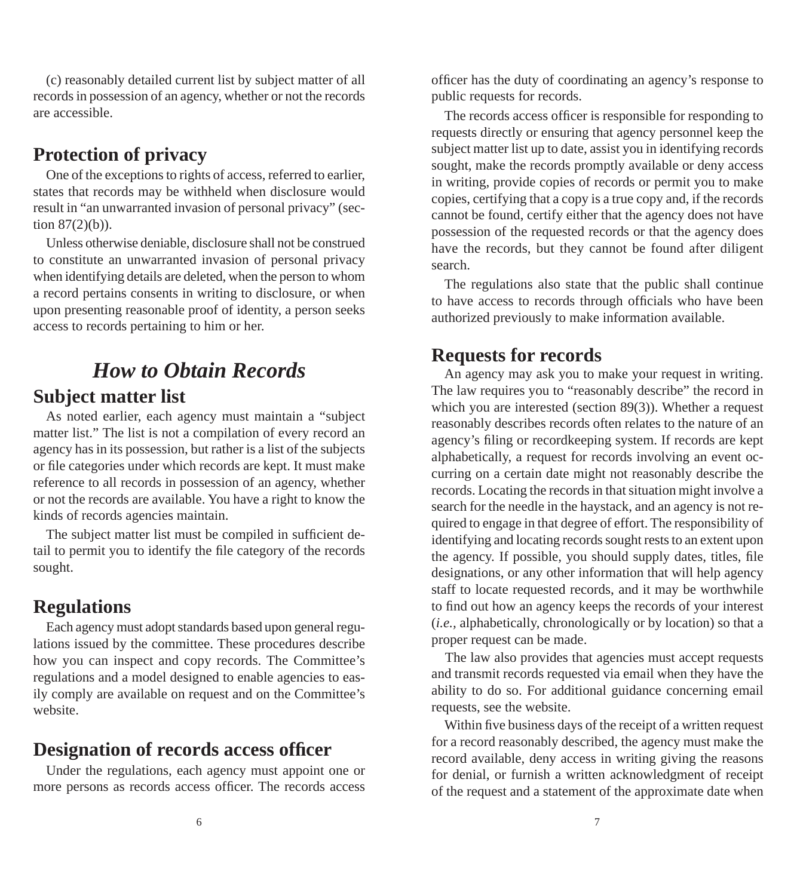(c) reasonably detailed current list by subject matter of all records in possession of an agency, whether or not the records are accessible.

## Protection of privacy

One of the exceptions to rights of access, referred to earlier, states that records may be withheld when disclosure would result in "an unwarranted invasion of personal privacy" (section 87(2)(b)).

Unless otherwise deniable, disclosure shall not be construed to constitute an unwarranted invasion of personal privacy when identifying details are deleted, when the person to whom a record pertains consents in writing to disclosure, or when upon presenting reasonable proof of identity, a person seeks access to records pertaining to him or her.

# *How to Obtain Records*

## Subject matter list

As noted earlier, each agency must maintain a "subject matter list." The list is not a compilation of every record an agency has in its possession, but rather is a list of the subjects or file categories under which records are kept. It must make reference to all records in possession of an agency, whether or not the records are available. You have a right to know the kinds of records agencies maintain.

The subject matter list must be compiled in sufficient detail to permit you to identify the file category of the records sought.

## Regulations

Each agency must adopt standards based upon general regulations issued by the committee. These procedures describe how you can inspect and copy records. The Committee's regulations and a model designed to enable agencies to easily comply are available on request and on the Committee's website.

## Designation of records access officer

Under the regulations, each agency must appoint one or more persons as records access officer. The records access officer has the duty of coordinating an agency's response to public requests for records.

The records access officer is responsible for responding to requests directly or ensuring that agency personnel keep the subject matter list up to date, assist you in identifying records sought, make the records promptly available or deny access in writing, provide copies of records or permit you to make copies, certifying that a copy is a true copy and, if the records cannot be found, certify either that the agency does not have possession of the requested records or that the agency does have the records, but they cannot be found after diligent search.

The regulations also state that the public shall continue to have access to records through officials who have been authorized previously to make information available.

## Requests for records

An agency may ask you to make your request in writing. The law requires you to "reasonably describe" the record in which you are interested (section 89(3)). Whether a request reasonably describes records often relates to the nature of an agency's filing or recordkeeping system. If records are kept alphabetically, a request for records involving an event occurring on a certain date might not reasonably describe the records. Locating the records in that situation might involve a search for the needle in the haystack, and an agency is not required to engage in that degree of effort. The responsibility of identifying and locating records sought rests to an extent upon the agency. If possible, you should supply dates, titles, file designations, or any other information that will help agency staff to locate requested records, and it may be worthwhile to find out how an agency keeps the records of your interest (*i.e.*, alphabetically, chronologically or by location) so that a proper request can be made.

The law also provides that agencies must accept requests and transmit records requested via email when they have the ability to do so. For additional guidance concerning email requests, see the website.

Within five business days of the receipt of a written request for a record reasonably described, the agency must make the record available, deny access in writing giving the reasons for denial, or furnish a written acknowledgment of receipt of the request and a statement of the approximate date when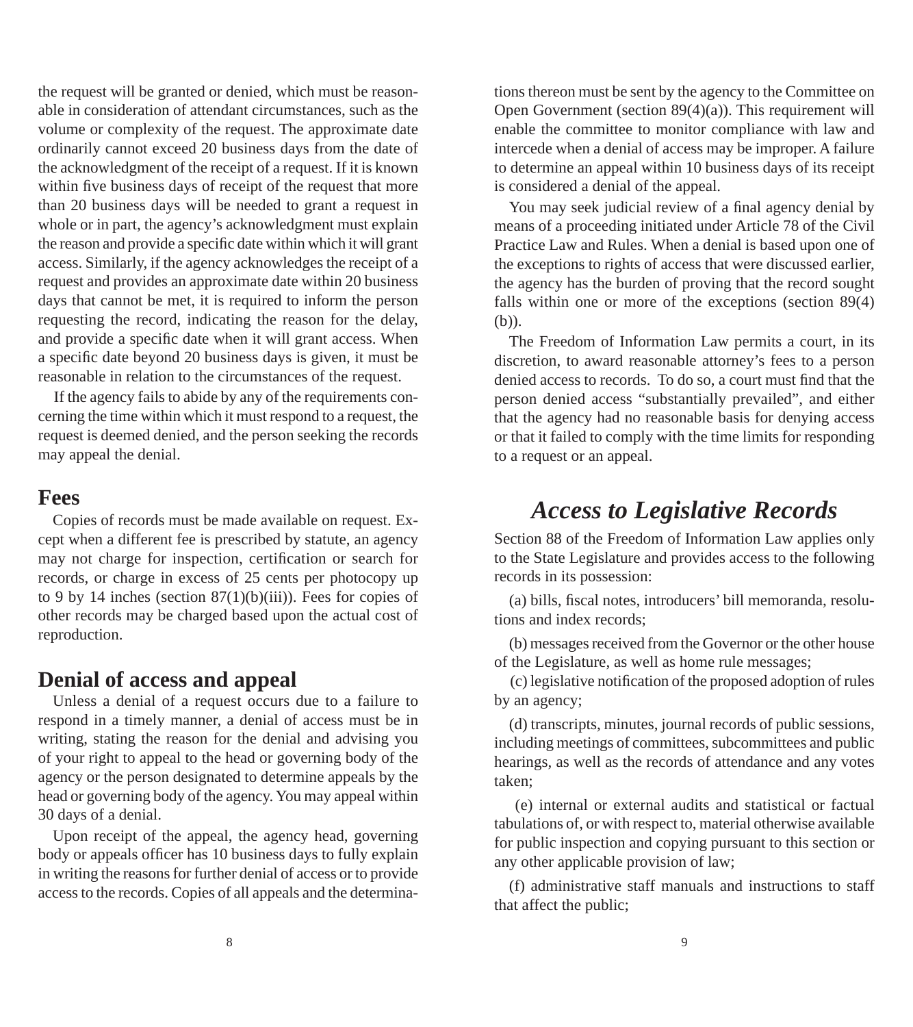the request will be granted or denied, which must be reasonable in consideration of attendant circumstances, such as the volume or complexity of the request. The approximate date ordinarily cannot exceed 20 business days from the date of the acknowledgment of the receipt of a request. If it is known within five business days of receipt of the request that more than 20 business days will be needed to grant a request in whole or in part, the agency's acknowledgment must explain the reason and provide a specific date within which it will grant access. Similarly, if the agency acknowledges the receipt of a request and provides an approximate date within 20 business days that cannot be met, it is required to inform the person requesting the record, indicating the reason for the delay, and provide a specific date when it will grant access. When a specific date beyond 20 business days is given, it must be reasonable in relation to the circumstances of the request.

If the agency fails to abide by any of the requirements concerning the time within which it must respond to a request, the request is deemed denied, and the person seeking the records may appeal the denial.

## Fees

Copies of records must be made available on request. Except when a different fee is prescribed by statute, an agency may not charge for inspection, certification or search for records, or charge in excess of 25 cents per photocopy up to 9 by 14 inches (section 87(1)(b)(iii)). Fees for copies of other records may be charged based upon the actual cost of reproduction.

## Denial of access and appeal

Unless a denial of a request occurs due to a failure to respond in a timely manner, a denial of access must be in writing, stating the reason for the denial and advising you of your right to appeal to the head or governing body of the agency or the person designated to determine appeals by the head or governing body of the agency. You may appeal within 30 days of a denial.

Upon receipt of the appeal, the agency head, governing body or appeals officer has 10 business days to fully explain in writing the reasons for further denial of access or to provide access to the records. Copies of all appeals and the determinations thereon must be sent by the agency to the Committee on Open Government (section 89(4)(a)). This requirement will enable the committee to monitor compliance with law and intercede when a denial of access may be improper. A failure to determine an appeal within 10 business days of its receipt is considered a denial of the appeal.

You may seek judicial review of a final agency denial by means of a proceeding initiated under Article 78 of the Civil Practice Law and Rules. When a denial is based upon one of the exceptions to rights of access that were discussed earlier, the agency has the burden of proving that the record sought falls within one or more of the exceptions (section 89(4)(b)).

The Freedom of Information Law permits a court, in its discretion, to award reasonable attorney's fees to a person denied access to records. To do so, a court must find that the person denied access "substantially prevailed", and either that the agency had no reasonable basis for denying access or that it failed to comply with the time limits for responding to a request or an appeal.

# *Access to Legislative Records*

Section 88 of the Freedom of Information Law applies only to the State Legislature and provides access to the following records in its possession:

(a) bills, fiscal notes, introducers' bill memoranda, resolutions and index records;

(b) messages received from the Governor or the other house of the Legislature, as well as home rule messages;

(c) legislative notification of the proposed adoption of rules by an agency;

(d) transcripts, minutes, journal records of public sessions, including meetings of committees, subcommittees and public hearings, as well as the records of attendance and any votes taken;

(e) internal or external audits and statistical or factual tabulations of, or with respect to, material otherwise available for public inspection and copying pursuant to this section or any other applicable provision of law;

(f) administrative staff manuals and instructions to staff that affect the public;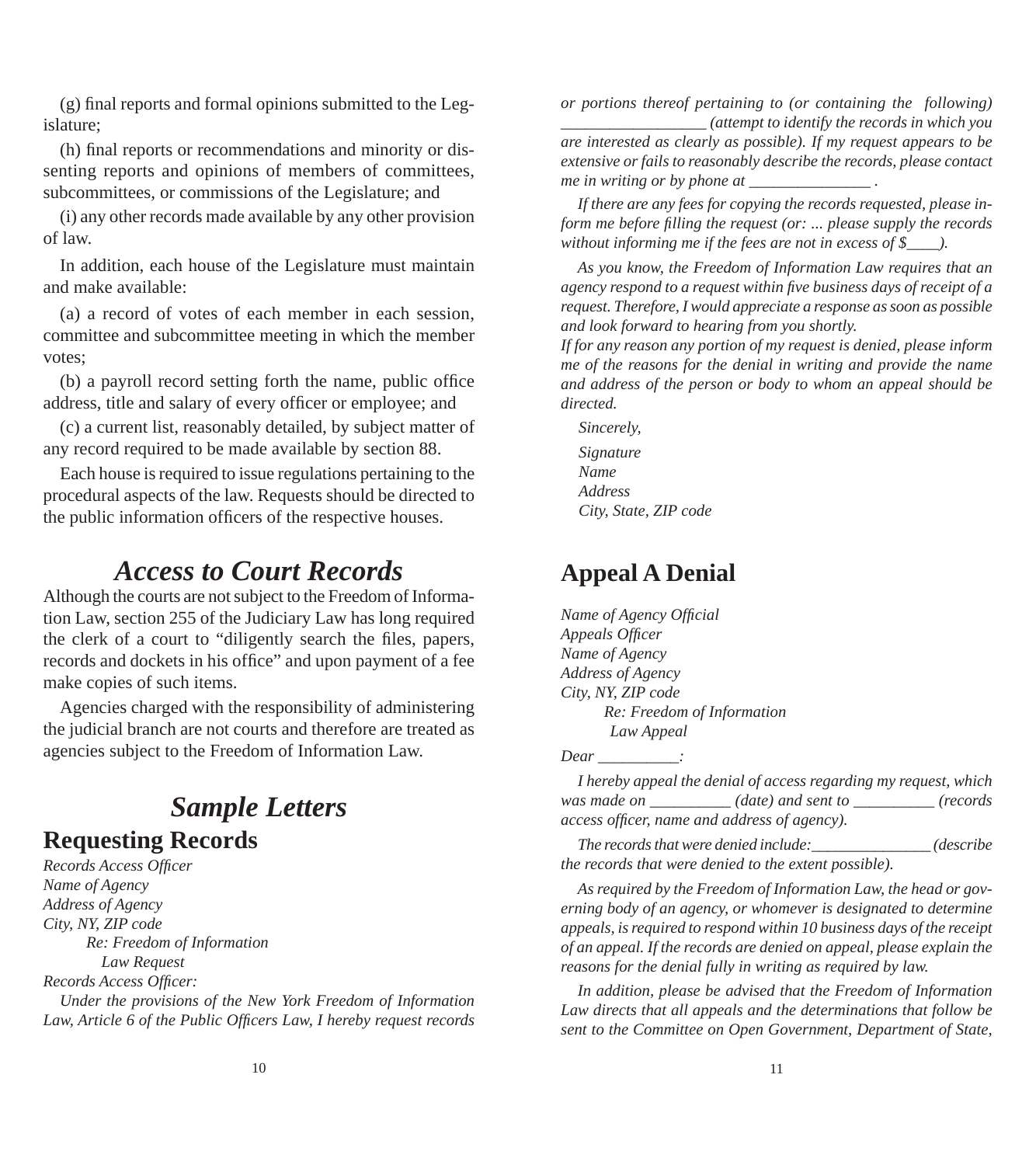(g) final reports and formal opinions submitted to the Legislature;

(h) final reports or recommendations and minority or dissenting reports and opinions of members of committees, subcommittees, or commissions of the Legislature; and

(i) any other records made available by any other provision of law.

In addition, each house of the Legislature must maintain and make available:

(a) a record of votes of each member in each session, committee and subcommittee meeting in which the member votes;

(b) a payroll record setting forth the name, public office address, title and salary of every officer or employee; and

(c) a current list, reasonably detailed, by subject matter of any record required to be made available by section 88.

Each house is required to issue regulations pertaining to the procedural aspects of the law. Requests should be directed to the public information officers of the respective houses.

## *Access to Court Records*

Although the courts are not subject to the Freedom of Information Law, section 255 of the Judiciary Law has long required the clerk of a court to "diligently search the files, papers, records and dockets in his office" and upon payment of a fee make copies of such items.

Agencies charged with the responsibility of administering the judicial branch are not courts and therefore are treated as agencies subject to the Freedom of Information Law.

## *Sample Letters*

### Requesting Records

*Records Access Officer*
*Name of Agency*
*Address of Agency*
*City, NY, ZIP code*

*Re: Freedom of Information Law Request*

*Records Access Officer:*

*Under the provisions of the New York Freedom of Information Law, Article 6 of the Public Officers Law, I hereby request records or portions thereof pertaining to (or containing the following) _________________ (attempt to identify the records in which you are interested as clearly as possible). If my request appears to be extensive or fails to reasonably describe the records, please contact me in writing or by phone at _______________ .*

*If there are any fees for copying the records requested, please inform me before filling the request (or: ... please supply the records without informing me if the fees are not in excess of $____).*

*As you know, the Freedom of Information Law requires that an agency respond to a request within five business days of receipt of a request. Therefore, I would appreciate a response as soon as possible and look forward to hearing from you shortly.*
*If for any reason any portion of my request is denied, please inform me of the reasons for the denial in writing and provide the name and address of the person or body to whom an appeal should be directed.*

*Sincerely,*

*Signature*
*Name*
*Address*
*City, State, ZIP code*

### Appeal A Denial

*Name of Agency Official*
*Appeals Officer*
*Name of Agency*
*Address of Agency*
*City, NY, ZIP code*

*Re: Freedom of Information Law Appeal*

*Dear __________:*

*I hereby appeal the denial of access regarding my request, which was made on __________ (date) and sent to __________ (records access officer, name and address of agency).*

*The records that were denied include:_______________ (describe the records that were denied to the extent possible).*

*As required by the Freedom of Information Law, the head or governing body of an agency, or whomever is designated to determine appeals, is required to respond within 10 business days of the receipt of an appeal. If the records are denied on appeal, please explain the reasons for the denial fully in writing as required by law.*

*In addition, please be advised that the Freedom of Information Law directs that all appeals and the determinations that follow be sent to the Committee on Open Government, Department of State,*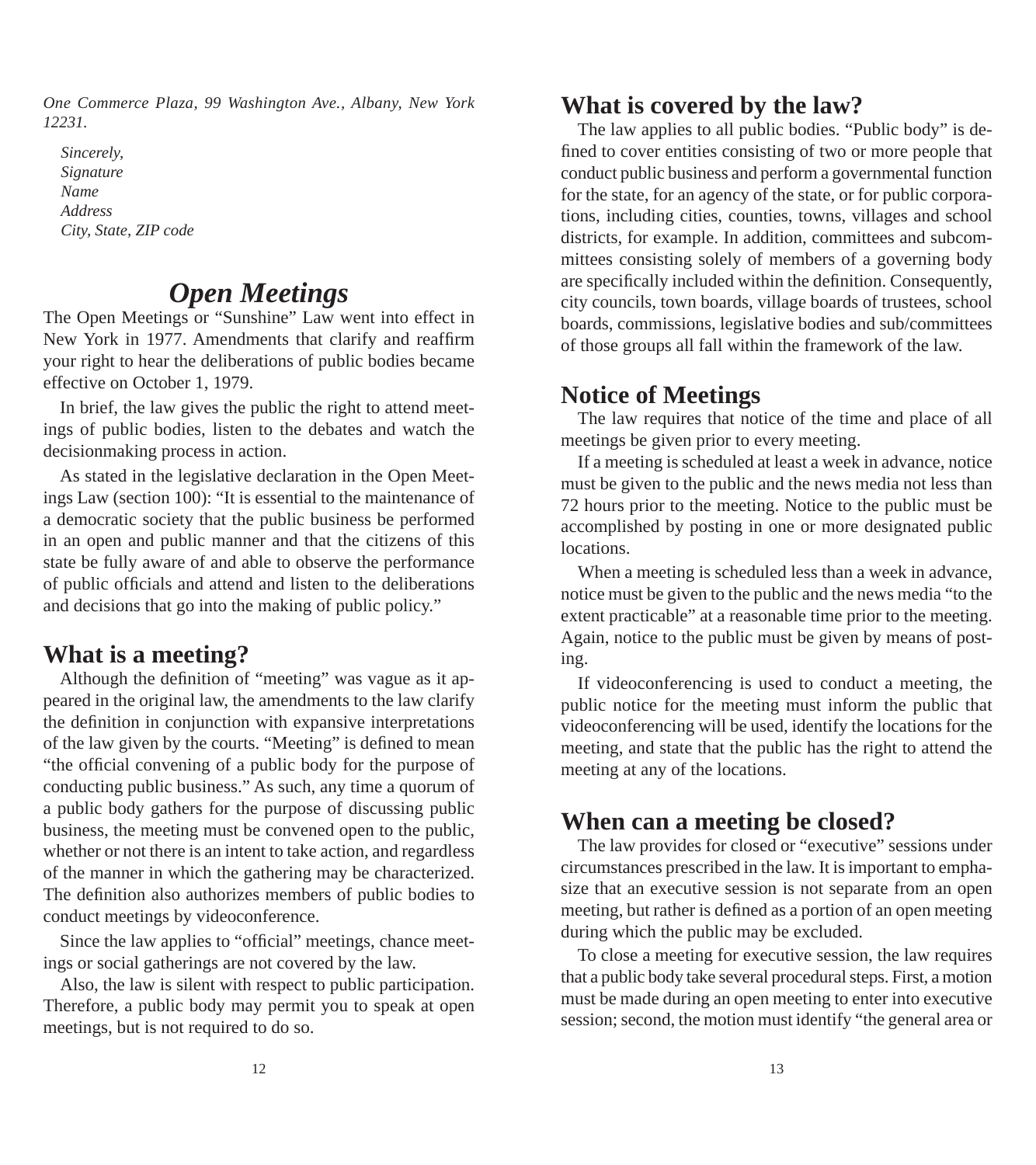*One Commerce Plaza, 99 Washington Ave., Albany, New York 12231.*

*Sincerely,*
*Signature*
*Name*
*Address*
*City, State, ZIP code*

# *Open Meetings*

The Open Meetings or "Sunshine" Law went into effect in New York in 1977. Amendments that clarify and reaffirm your right to hear the deliberations of public bodies became effective on October 1, 1979.

In brief, the law gives the public the right to attend meetings of public bodies, listen to the debates and watch the decisionmaking process in action.

As stated in the legislative declaration in the Open Meetings Law (section 100): "It is essential to the maintenance of a democratic society that the public business be performed in an open and public manner and that the citizens of this state be fully aware of and able to observe the performance of public officials and attend and listen to the deliberations and decisions that go into the making of public policy."

## What is a meeting?

Although the definition of "meeting" was vague as it appeared in the original law, the amendments to the law clarify the definition in conjunction with expansive interpretations of the law given by the courts. "Meeting" is defined to mean "the official convening of a public body for the purpose of conducting public business." As such, any time a quorum of a public body gathers for the purpose of discussing public business, the meeting must be convened open to the public, whether or not there is an intent to take action, and regardless of the manner in which the gathering may be characterized. The definition also authorizes members of public bodies to conduct meetings by videoconference.

Since the law applies to "official" meetings, chance meetings or social gatherings are not covered by the law.

Also, the law is silent with respect to public participation. Therefore, a public body may permit you to speak at open meetings, but is not required to do so.

## What is covered by the law?

The law applies to all public bodies. "Public body" is defined to cover entities consisting of two or more people that conduct public business and perform a governmental function for the state, for an agency of the state, or for public corporations, including cities, counties, towns, villages and school districts, for example. In addition, committees and subcommittees consisting solely of members of a governing body are specifically included within the definition. Consequently, city councils, town boards, village boards of trustees, school boards, commissions, legislative bodies and sub/committees of those groups all fall within the framework of the law.

## Notice of Meetings

The law requires that notice of the time and place of all meetings be given prior to every meeting.

If a meeting is scheduled at least a week in advance, notice must be given to the public and the news media not less than 72 hours prior to the meeting. Notice to the public must be accomplished by posting in one or more designated public locations.

When a meeting is scheduled less than a week in advance, notice must be given to the public and the news media "to the extent practicable" at a reasonable time prior to the meeting. Again, notice to the public must be given by means of posting.

If videoconferencing is used to conduct a meeting, the public notice for the meeting must inform the public that videoconferencing will be used, identify the locations for the meeting, and state that the public has the right to attend the meeting at any of the locations.

## When can a meeting be closed?

The law provides for closed or "executive" sessions under circumstances prescribed in the law. It is important to emphasize that an executive session is not separate from an open meeting, but rather is defined as a portion of an open meeting during which the public may be excluded.

To close a meeting for executive session, the law requires that a public body take several procedural steps. First, a motion must be made during an open meeting to enter into executive session; second, the motion must identify "the general area or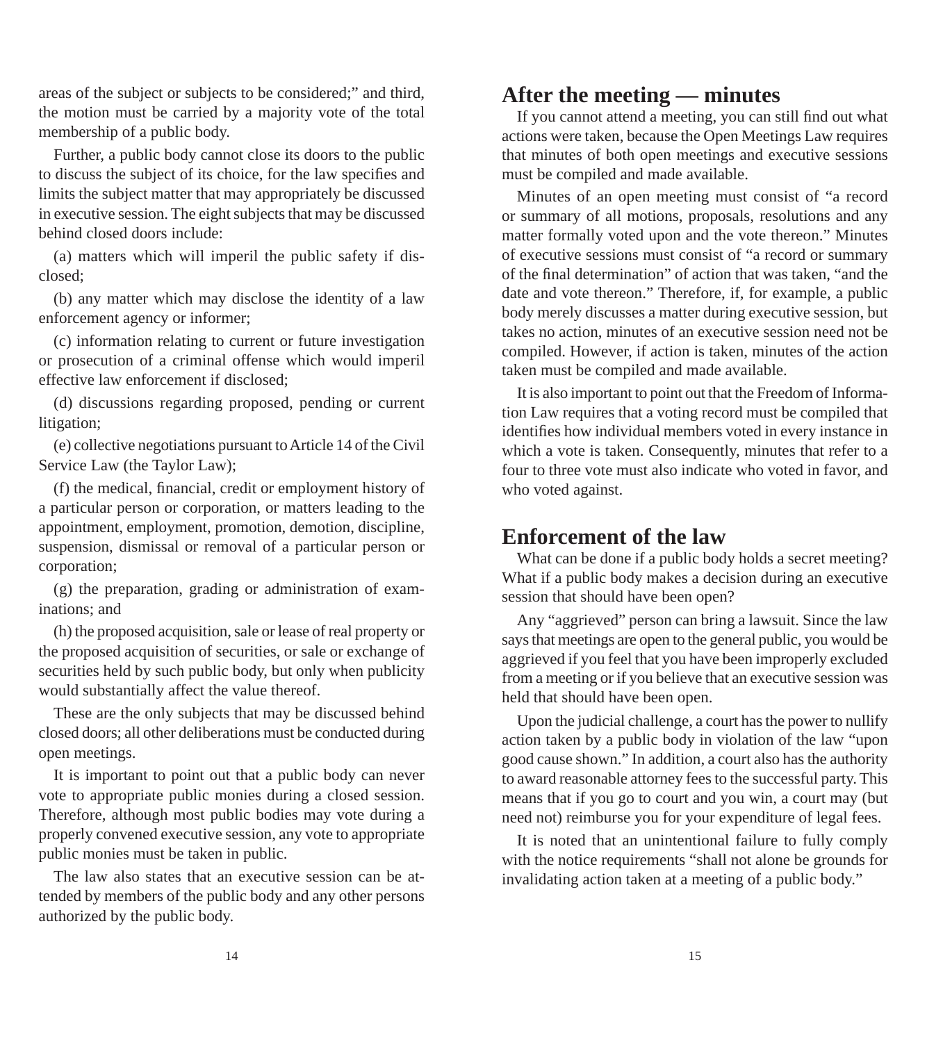areas of the subject or subjects to be considered;" and third, the motion must be carried by a majority vote of the total membership of a public body.

Further, a public body cannot close its doors to the public to discuss the subject of its choice, for the law specifies and limits the subject matter that may appropriately be discussed in executive session. The eight subjects that may be discussed behind closed doors include:

(a) matters which will imperil the public safety if disclosed;

(b) any matter which may disclose the identity of a law enforcement agency or informer;

(c) information relating to current or future investigation or prosecution of a criminal offense which would imperil effective law enforcement if disclosed;

(d) discussions regarding proposed, pending or current litigation;

(e) collective negotiations pursuant to Article 14 of the Civil Service Law (the Taylor Law);

(f) the medical, financial, credit or employment history of a particular person or corporation, or matters leading to the appointment, employment, promotion, demotion, discipline, suspension, dismissal or removal of a particular person or corporation;

(g) the preparation, grading or administration of examinations; and

(h) the proposed acquisition, sale or lease of real property or the proposed acquisition of securities, or sale or exchange of securities held by such public body, but only when publicity would substantially affect the value thereof.

These are the only subjects that may be discussed behind closed doors; all other deliberations must be conducted during open meetings.

It is important to point out that a public body can never vote to appropriate public monies during a closed session. Therefore, although most public bodies may vote during a properly convened executive session, any vote to appropriate public monies must be taken in public.

The law also states that an executive session can be attended by members of the public body and any other persons authorized by the public body.

## After the meeting — minutes

If you cannot attend a meeting, you can still find out what actions were taken, because the Open Meetings Law requires that minutes of both open meetings and executive sessions must be compiled and made available.

Minutes of an open meeting must consist of "a record or summary of all motions, proposals, resolutions and any matter formally voted upon and the vote thereon." Minutes of executive sessions must consist of "a record or summary of the final determination" of action that was taken, "and the date and vote thereon." Therefore, if, for example, a public body merely discusses a matter during executive session, but takes no action, minutes of an executive session need not be compiled. However, if action is taken, minutes of the action taken must be compiled and made available.

It is also important to point out that the Freedom of Information Law requires that a voting record must be compiled that identifies how individual members voted in every instance in which a vote is taken. Consequently, minutes that refer to a four to three vote must also indicate who voted in favor, and who voted against.

## Enforcement of the law

What can be done if a public body holds a secret meeting? What if a public body makes a decision during an executive session that should have been open?

Any "aggrieved" person can bring a lawsuit. Since the law says that meetings are open to the general public, you would be aggrieved if you feel that you have been improperly excluded from a meeting or if you believe that an executive session was held that should have been open.

Upon the judicial challenge, a court has the power to nullify action taken by a public body in violation of the law "upon good cause shown." In addition, a court also has the authority to award reasonable attorney fees to the successful party. This means that if you go to court and you win, a court may (but need not) reimburse you for your expenditure of legal fees.

It is noted that an unintentional failure to fully comply with the notice requirements "shall not alone be grounds for invalidating action taken at a meeting of a public body."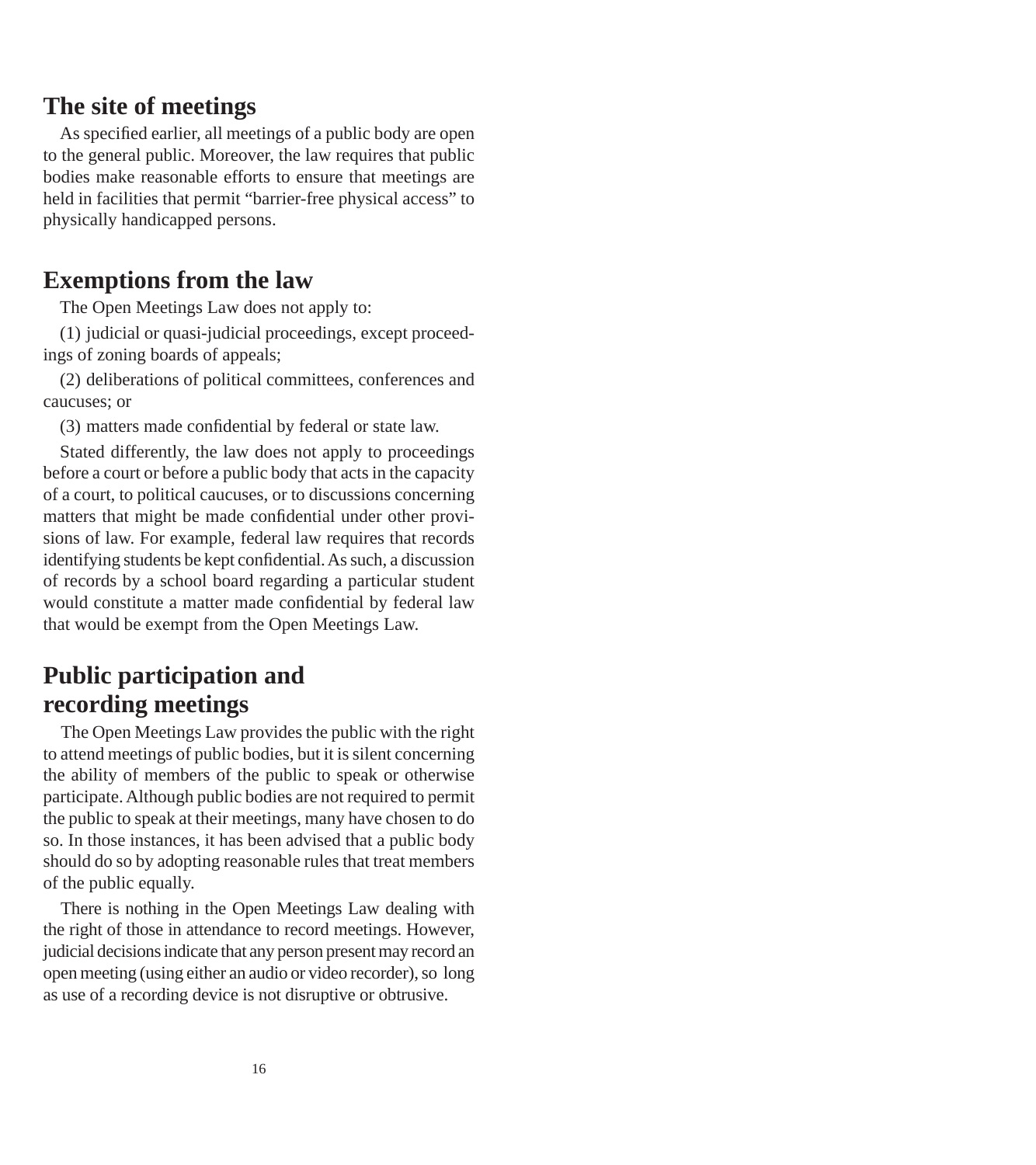## The site of meetings

As specified earlier, all meetings of a public body are open to the general public. Moreover, the law requires that public bodies make reasonable efforts to ensure that meetings are held in facilities that permit "barrier-free physical access" to physically handicapped persons.

## Exemptions from the law

The Open Meetings Law does not apply to:

(1) judicial or quasi-judicial proceedings, except proceedings of zoning boards of appeals;

(2) deliberations of political committees, conferences and caucuses; or

(3) matters made confidential by federal or state law.

Stated differently, the law does not apply to proceedings before a court or before a public body that acts in the capacity of a court, to political caucuses, or to discussions concerning matters that might be made confidential under other provisions of law. For example, federal law requires that records identifying students be kept confidential. As such, a discussion of records by a school board regarding a particular student would constitute a matter made confidential by federal law that would be exempt from the Open Meetings Law.

## Public participation and recording meetings

The Open Meetings Law provides the public with the right to attend meetings of public bodies, but it is silent concerning the ability of members of the public to speak or otherwise participate. Although public bodies are not required to permit the public to speak at their meetings, many have chosen to do so. In those instances, it has been advised that a public body should do so by adopting reasonable rules that treat members of the public equally.

There is nothing in the Open Meetings Law dealing with the right of those in attendance to record meetings. However, judicial decisions indicate that any person present may record an open meeting (using either an audio or video recorder), so long as use of a recording device is not disruptive or obtrusive.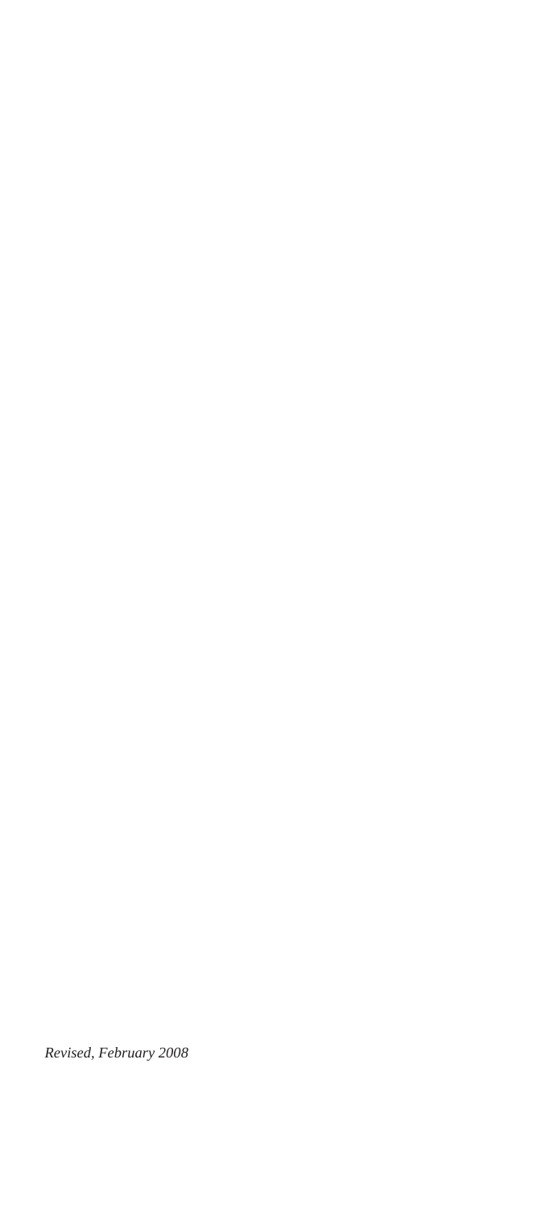*Revised, February 2008*